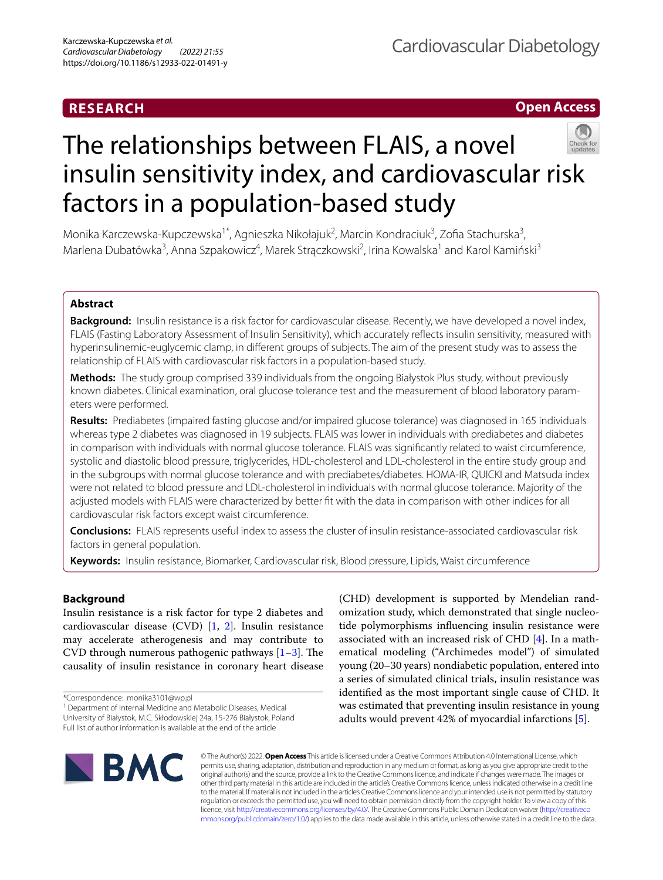RESEARCH

Open Access

# The relationships between FLAIS, a novel insulin sensitivity index, and cardiovascular risk factors in a population-based study

Monika Karczewska-Kupczewska[1*], Agnieszka Nikołajuk[2], Marcin Kondraciuk[3], Zofia Stachurska[3], Marlena Dubatówka[3], Anna Szpakowicz[4], Marek Strączkowski[2], Irina Kowalska[1] and Karol Kamiński[3]

## Abstract

**Background:** Insulin resistance is a risk factor for cardiovascular disease. Recently, we have developed a novel index, FLAIS (Fasting Laboratory Assessment of Insulin Sensitivity), which accurately reflects insulin sensitivity, measured with hyperinsulinemic-euglycemic clamp, in different groups of subjects. The aim of the present study was to assess the relationship of FLAIS with cardiovascular risk factors in a population-based study.

**Methods:** The study group comprised 339 individuals from the ongoing Białystok Plus study, without previously known diabetes. Clinical examination, oral glucose tolerance test and the measurement of blood laboratory parameters were performed.

**Results:** Prediabetes (impaired fasting glucose and/or impaired glucose tolerance) was diagnosed in 165 individuals whereas type 2 diabetes was diagnosed in 19 subjects. FLAIS was lower in individuals with prediabetes and diabetes in comparison with individuals with normal glucose tolerance. FLAIS was significantly related to waist circumference, systolic and diastolic blood pressure, triglycerides, HDL-cholesterol and LDL-cholesterol in the entire study group and in the subgroups with normal glucose tolerance and with prediabetes/diabetes. HOMA-IR, QUICKI and Matsuda index were not related to blood pressure and LDL-cholesterol in individuals with normal glucose tolerance. Majority of the adjusted models with FLAIS were characterized by better fit with the data in comparison with other indices for all cardiovascular risk factors except waist circumference.

**Conclusions:** FLAIS represents useful index to assess the cluster of insulin resistance-associated cardiovascular risk factors in general population.

**Keywords:** Insulin resistance, Biomarker, Cardiovascular risk, Blood pressure, Lipids, Waist circumference

## Background

Insulin resistance is a risk factor for type 2 diabetes and cardiovascular disease (CVD) [1, 2]. Insulin resistance may accelerate atherogenesis and may contribute to CVD through numerous pathogenic pathways [1–3]. The causality of insulin resistance in coronary heart disease (CHD) development is supported by Mendelian randomization study, which demonstrated that single nucleotide polymorphisms influencing insulin resistance were associated with an increased risk of CHD [4]. In a mathematical modeling ("Archimedes model") of simulated young (20–30 years) nondiabetic population, entered into a series of simulated clinical trials, insulin resistance was identified as the most important single cause of CHD. It was estimated that preventing insulin resistance in young adults would prevent 42% of myocardial infarctions [5].

*Correspondence: monika3101@wp.pl
[1] Department of Internal Medicine and Metabolic Diseases, Medical University of Białystok, M.C. Skłodowskiej 24a, 15-276 Białystok, Poland
Full list of author information is available at the end of the article

© The Author(s) 2022. **Open Access** This article is licensed under a Creative Commons Attribution 4.0 International License, which permits use, sharing, adaptation, distribution and reproduction in any medium or format, as long as you give appropriate credit to the original author(s) and the source, provide a link to the Creative Commons licence, and indicate if changes were made. The images or other third party material in this article are included in the article's Creative Commons licence, unless indicated otherwise in a credit line to the material. If material is not included in the article's Creative Commons licence and your intended use is not permitted by statutory regulation or exceeds the permitted use, you will need to obtain permission directly from the copyright holder. To view a copy of this licence, visit http://creativecommons.org/licenses/by/4.0/. The Creative Commons Public Domain Dedication waiver (http://creativecommons.org/publicdomain/zero/1.0/) applies to the data made available in this article, unless otherwise stated in a credit line to the data.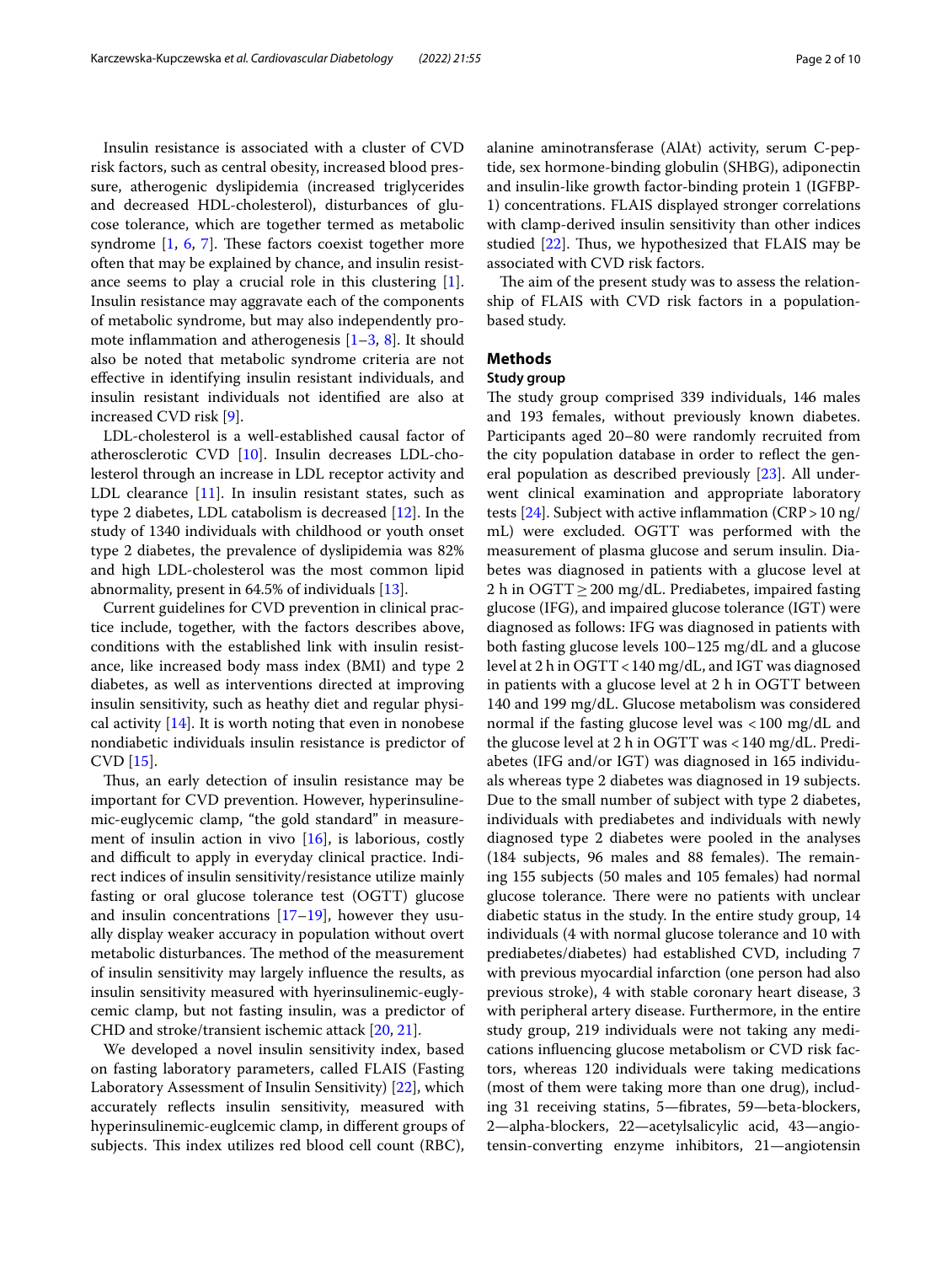Insulin resistance is associated with a cluster of CVD risk factors, such as central obesity, increased blood pressure, atherogenic dyslipidemia (increased triglycerides and decreased HDL-cholesterol), disturbances of glucose tolerance, which are together termed as metabolic syndrome [1, 6, 7]. These factors coexist together more often that may be explained by chance, and insulin resistance seems to play a crucial role in this clustering [1]. Insulin resistance may aggravate each of the components of metabolic syndrome, but may also independently promote inflammation and atherogenesis [1–3, 8]. It should also be noted that metabolic syndrome criteria are not effective in identifying insulin resistant individuals, and insulin resistant individuals not identified are also at increased CVD risk [9].

LDL-cholesterol is a well-established causal factor of atherosclerotic CVD [10]. Insulin decreases LDL-cholesterol through an increase in LDL receptor activity and LDL clearance [11]. In insulin resistant states, such as type 2 diabetes, LDL catabolism is decreased [12]. In the study of 1340 individuals with childhood or youth onset type 2 diabetes, the prevalence of dyslipidemia was 82% and high LDL-cholesterol was the most common lipid abnormality, present in 64.5% of individuals [13].

Current guidelines for CVD prevention in clinical practice include, together, with the factors describes above, conditions with the established link with insulin resistance, like increased body mass index (BMI) and type 2 diabetes, as well as interventions directed at improving insulin sensitivity, such as heathy diet and regular physical activity [14]. It is worth noting that even in nonobese nondiabetic individuals insulin resistance is predictor of CVD [15].

Thus, an early detection of insulin resistance may be important for CVD prevention. However, hyperinsulinemic-euglycemic clamp, "the gold standard" in measurement of insulin action in vivo [16], is laborious, costly and difficult to apply in everyday clinical practice. Indirect indices of insulin sensitivity/resistance utilize mainly fasting or oral glucose tolerance test (OGTT) glucose and insulin concentrations [17–19], however they usually display weaker accuracy in population without overt metabolic disturbances. The method of the measurement of insulin sensitivity may largely influence the results, as insulin sensitivity measured with hyerinsulinemic-euglycemic clamp, but not fasting insulin, was a predictor of CHD and stroke/transient ischemic attack [20, 21].

We developed a novel insulin sensitivity index, based on fasting laboratory parameters, called FLAIS (Fasting Laboratory Assessment of Insulin Sensitivity) [22], which accurately reflects insulin sensitivity, measured with hyperinsulinemic-euglcemic clamp, in different groups of subjects. This index utilizes red blood cell count (RBC), alanine aminotransferase (AlAt) activity, serum C-peptide, sex hormone-binding globulin (SHBG), adiponectin and insulin-like growth factor-binding protein 1 (IGFBP-1) concentrations. FLAIS displayed stronger correlations with clamp-derived insulin sensitivity than other indices studied [22]. Thus, we hypothesized that FLAIS may be associated with CVD risk factors.

The aim of the present study was to assess the relationship of FLAIS with CVD risk factors in a population-based study.

## Methods

### Study group

The study group comprised 339 individuals, 146 males and 193 females, without previously known diabetes. Participants aged 20–80 were randomly recruited from the city population database in order to reflect the general population as described previously [23]. All underwent clinical examination and appropriate laboratory tests [24]. Subject with active inflammation (CRP > 10 ng/mL) were excluded. OGTT was performed with the measurement of plasma glucose and serum insulin. Diabetes was diagnosed in patients with a glucose level at 2 h in OGTT ≥ 200 mg/dL. Prediabetes, impaired fasting glucose (IFG), and impaired glucose tolerance (IGT) were diagnosed as follows: IFG was diagnosed in patients with both fasting glucose levels 100–125 mg/dL and a glucose level at 2 h in OGTT < 140 mg/dL, and IGT was diagnosed in patients with a glucose level at 2 h in OGTT between 140 and 199 mg/dL. Glucose metabolism was considered normal if the fasting glucose level was < 100 mg/dL and the glucose level at 2 h in OGTT was < 140 mg/dL. Prediabetes (IFG and/or IGT) was diagnosed in 165 individuals whereas type 2 diabetes was diagnosed in 19 subjects. Due to the small number of subject with type 2 diabetes, individuals with prediabetes and individuals with newly diagnosed type 2 diabetes were pooled in the analyses (184 subjects, 96 males and 88 females). The remaining 155 subjects (50 males and 105 females) had normal glucose tolerance. There were no patients with unclear diabetic status in the study. In the entire study group, 14 individuals (4 with normal glucose tolerance and 10 with prediabetes/diabetes) had established CVD, including 7 with previous myocardial infarction (one person had also previous stroke), 4 with stable coronary heart disease, 3 with peripheral artery disease. Furthermore, in the entire study group, 219 individuals were not taking any medications influencing glucose metabolism or CVD risk factors, whereas 120 individuals were taking medications (most of them were taking more than one drug), including 31 receiving statins, 5—fibrates, 59—beta-blockers, 2—alpha-blockers, 22—acetylsalicylic acid, 43—angiotensin-converting enzyme inhibitors, 21—angiotensin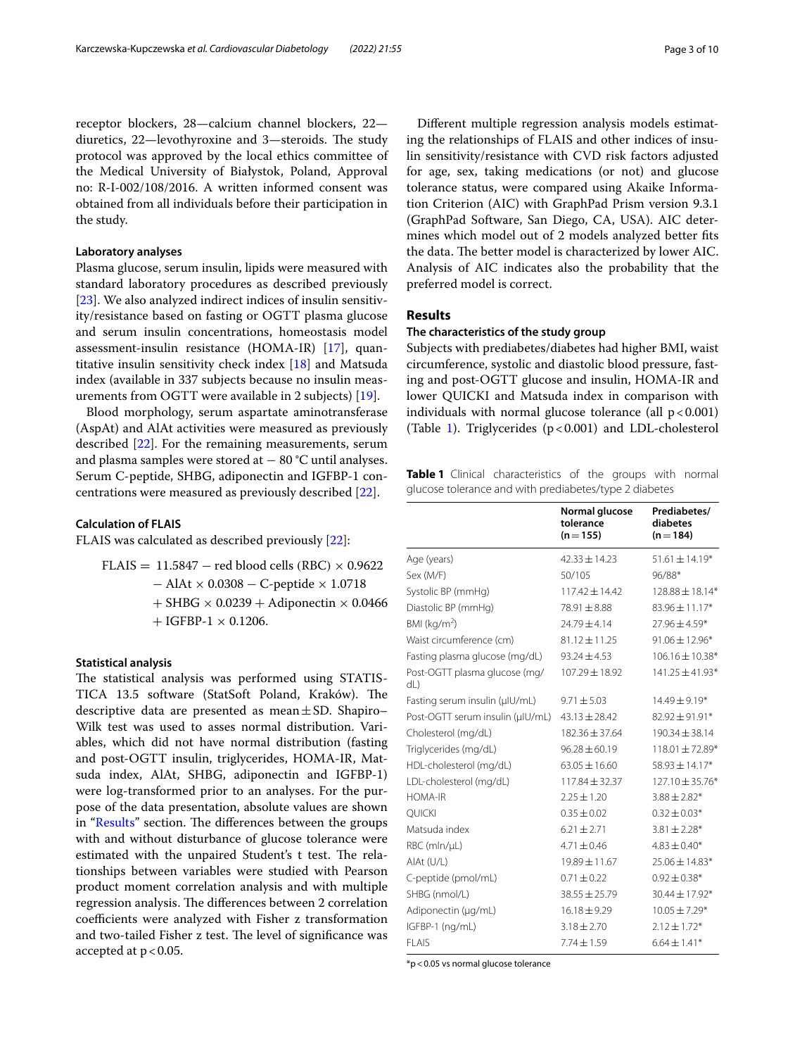receptor blockers, 28—calcium channel blockers, 22—diuretics, 22—levothyroxine and 3—steroids. The study protocol was approved by the local ethics committee of the Medical University of Białystok, Poland, Approval no: R-I-002/108/2016. A written informed consent was obtained from all individuals before their participation in the study.

### Laboratory analyses

Plasma glucose, serum insulin, lipids were measured with standard laboratory procedures as described previously [23]. We also analyzed indirect indices of insulin sensitivity/resistance based on fasting or OGTT plasma glucose and serum insulin concentrations, homeostasis model assessment-insulin resistance (HOMA-IR) [17], quantitative insulin sensitivity check index [18] and Matsuda index (available in 337 subjects because no insulin measurements from OGTT were available in 2 subjects) [19].

Blood morphology, serum aspartate aminotransferase (AspAt) and AlAt activities were measured as previously described [22]. For the remaining measurements, serum and plasma samples were stored at − 80 °C until analyses. Serum C-peptide, SHBG, adiponectin and IGFBP-1 concentrations were measured as previously described [22].

### Calculation of FLAIS

FLAIS was calculated as described previously [22]:

$$\begin{aligned}\text{FLAIS} = \ & 11.5847 - \text{red blood cells (RBC)} \times 0.9622 \\ & - \text{AlAt} \times 0.0308 - \text{C-peptide} \times 1.0718 \\ & + \text{SHBG} \times 0.0239 + \text{Adiponectin} \times 0.0466 \\ & + \text{IGFBP-1} \times 0.1206.\end{aligned}$$

### Statistical analysis

The statistical analysis was performed using STATISTICA 13.5 software (StatSoft Poland, Kraków). The descriptive data are presented as mean ± SD. Shapiro–Wilk test was used to asses normal distribution. Variables, which did not have normal distribution (fasting and post-OGTT insulin, triglycerides, HOMA-IR, Matsuda index, AlAt, SHBG, adiponectin and IGFBP-1) were log-transformed prior to an analyses. For the purpose of the data presentation, absolute values are shown in "Results" section. The differences between the groups with and without disturbance of glucose tolerance were estimated with the unpaired Student's t test. The relationships between variables were studied with Pearson product moment correlation analysis and with multiple regression analysis. The differences between 2 correlation coefficients were analyzed with Fisher z transformation and two-tailed Fisher z test. The level of significance was accepted at $p < 0.05$.

Different multiple regression analysis models estimating the relationships of FLAIS and other indices of insulin sensitivity/resistance with CVD risk factors adjusted for age, sex, taking medications (or not) and glucose tolerance status, were compared using Akaike Information Criterion (AIC) with GraphPad Prism version 9.3.1 (GraphPad Software, San Diego, CA, USA). AIC determines which model out of 2 models analyzed better fits the data. The better model is characterized by lower AIC. Analysis of AIC indicates also the probability that the preferred model is correct.

## Results

### The characteristics of the study group

Subjects with prediabetes/diabetes had higher BMI, waist circumference, systolic and diastolic blood pressure, fasting and post-OGTT glucose and insulin, HOMA-IR and lower QUICKI and Matsuda index in comparison with individuals with normal glucose tolerance (all $p < 0.001$) (Table 1). Triglycerides ($p < 0.001$) and LDL-cholesterol

**Table 1** Clinical characteristics of the groups with normal glucose tolerance and with prediabetes/type 2 diabetes

| | Normal glucose tolerance (n = 155) | Prediabetes/diabetes (n = 184) |
|---|---|---|
| Age (years) | 42.33 ± 14.23 | 51.61 ± 14.19* |
| Sex (M/F) | 50/105 | 96/88* |
| Systolic BP (mmHg) | 117.42 ± 14.42 | 128.88 ± 18.14* |
| Diastolic BP (mmHg) | 78.91 ± 8.88 | 83.96 ± 11.17* |
| BMI (kg/m$^2$) | 24.79 ± 4.14 | 27.96 ± 4.59* |
| Waist circumference (cm) | 81.12 ± 11.25 | 91.06 ± 12.96* |
| Fasting plasma glucose (mg/dL) | 93.24 ± 4.53 | 106.16 ± 10.38* |
| Post-OGTT plasma glucose (mg/dL) | 107.29 ± 18.92 | 141.25 ± 41.93* |
| Fasting serum insulin (μIU/mL) | 9.71 ± 5.03 | 14.49 ± 9.19* |
| Post-OGTT serum insulin (μIU/mL) | 43.13 ± 28.42 | 82.92 ± 91.91* |
| Cholesterol (mg/dL) | 182.36 ± 37.64 | 190.34 ± 38.14 |
| Triglycerides (mg/dL) | 96.28 ± 60.19 | 118.01 ± 72.89* |
| HDL-cholesterol (mg/dL) | 63.05 ± 16.60 | 58.93 ± 14.17* |
| LDL-cholesterol (mg/dL) | 117.84 ± 32.37 | 127.10 ± 35.76* |
| HOMA-IR | 2.25 ± 1.20 | 3.88 ± 2.82* |
| QUICKI | 0.35 ± 0.02 | 0.32 ± 0.03* |
| Matsuda index | 6.21 ± 2.71 | 3.81 ± 2.28* |
| RBC (mln/μL) | 4.71 ± 0.46 | 4.83 ± 0.40* |
| AlAt (U/L) | 19.89 ± 11.67 | 25.06 ± 14.83* |
| C-peptide (pmol/mL) | 0.71 ± 0.22 | 0.92 ± 0.38* |
| SHBG (nmol/L) | 38.55 ± 25.79 | 30.44 ± 17.92* |
| Adiponectin (μg/mL) | 16.18 ± 9.29 | 10.05 ± 7.29* |
| IGFBP-1 (ng/mL) | 3.18 ± 2.70 | 2.12 ± 1.72* |
| FLAIS | 7.74 ± 1.59 | 6.64 ± 1.41* |

*$p < 0.05$ vs normal glucose tolerance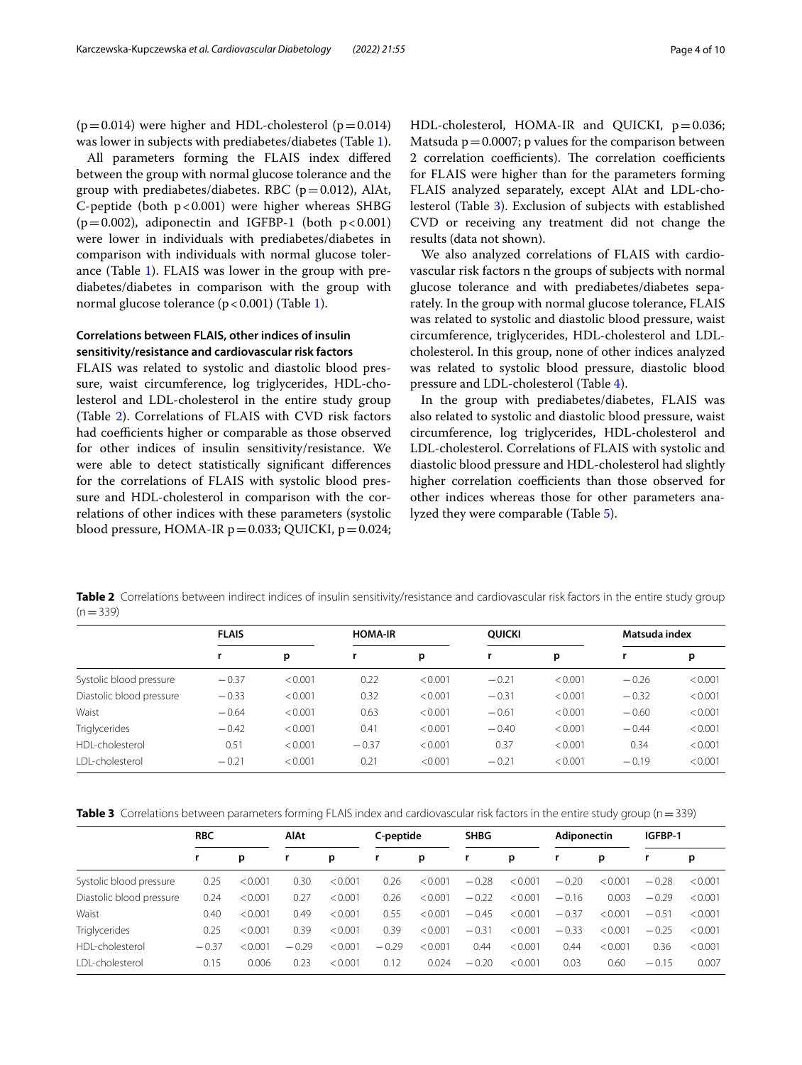($p = 0.014$) were higher and HDL-cholesterol ($p = 0.014$) was lower in subjects with prediabetes/diabetes (Table 1).

All parameters forming the FLAIS index differed between the group with normal glucose tolerance and the group with prediabetes/diabetes. RBC ($p = 0.012$), AlAt, C-peptide (both $p < 0.001$) were higher whereas SHBG ($p = 0.002$), adiponectin and IGFBP-1 (both $p < 0.001$) were lower in individuals with prediabetes/diabetes in comparison with individuals with normal glucose tolerance (Table 1). FLAIS was lower in the group with prediabetes/diabetes in comparison with the group with normal glucose tolerance ($p < 0.001$) (Table 1).

### Correlations between FLAIS, other indices of insulin sensitivity/resistance and cardiovascular risk factors

FLAIS was related to systolic and diastolic blood pressure, waist circumference, log triglycerides, HDL-cholesterol and LDL-cholesterol in the entire study group (Table 2). Correlations of FLAIS with CVD risk factors had coefficients higher or comparable as those observed for other indices of insulin sensitivity/resistance. We were able to detect statistically significant differences for the correlations of FLAIS with systolic blood pressure and HDL-cholesterol in comparison with the correlations of other indices with these parameters (systolic blood pressure, HOMA-IR $p = 0.033$; QUICKI, $p = 0.024$; HDL-cholesterol, HOMA-IR and QUICKI, $p = 0.036$; Matsuda $p = 0.0007$; p values for the comparison between 2 correlation coefficients). The correlation coefficients for FLAIS were higher than for the parameters forming FLAIS analyzed separately, except AlAt and LDL-cholesterol (Table 3). Exclusion of subjects with established CVD or receiving any treatment did not change the results (data not shown).

We also analyzed correlations of FLAIS with cardiovascular risk factors n the groups of subjects with normal glucose tolerance and with prediabetes/diabetes separately. In the group with normal glucose tolerance, FLAIS was related to systolic and diastolic blood pressure, waist circumference, triglycerides, HDL-cholesterol and LDL-cholesterol. In this group, none of other indices analyzed was related to systolic blood pressure, diastolic blood pressure and LDL-cholesterol (Table 4).

In the group with prediabetes/diabetes, FLAIS was also related to systolic and diastolic blood pressure, waist circumference, log triglycerides, HDL-cholesterol and LDL-cholesterol. Correlations of FLAIS with systolic and diastolic blood pressure and HDL-cholesterol had slightly higher correlation coefficients than those observed for other indices whereas those for other parameters analyzed they were comparable (Table 5).

**Table 2** Correlations between indirect indices of insulin sensitivity/resistance and cardiovascular risk factors in the entire study group ($n = 339$)

| | FLAIS | | HOMA-IR | | QUICKI | | Matsuda index | |
|---|---|---|---|---|---|---|---|---|
| | r | p | r | p | r | p | r | p |
| Systolic blood pressure | −0.37 | <0.001 | 0.22 | <0.001 | −0.21 | <0.001 | −0.26 | <0.001 |
| Diastolic blood pressure | −0.33 | <0.001 | 0.32 | <0.001 | −0.31 | <0.001 | −0.32 | <0.001 |
| Waist | −0.64 | <0.001 | 0.63 | <0.001 | −0.61 | <0.001 | −0.60 | <0.001 |
| Triglycerides | −0.42 | <0.001 | 0.41 | <0.001 | −0.40 | <0.001 | −0.44 | <0.001 |
| HDL-cholesterol | 0.51 | <0.001 | −0.37 | <0.001 | 0.37 | <0.001 | 0.34 | <0.001 |
| LDL-cholesterol | −0.21 | <0.001 | 0.21 | <0.001 | −0.21 | <0.001 | −0.19 | <0.001 |

**Table 3** Correlations between parameters forming FLAIS index and cardiovascular risk factors in the entire study group ($n = 339$)

| | RBC | | AlAt | | C-peptide | | SHBG | | Adiponectin | | IGFBP-1 | |
|---|---|---|---|---|---|---|---|---|---|---|---|---|
| | r | p | r | p | r | p | r | p | r | p | r | p |
| Systolic blood pressure | 0.25 | <0.001 | 0.30 | <0.001 | 0.26 | <0.001 | −0.28 | <0.001 | −0.20 | <0.001 | −0.28 | <0.001 |
| Diastolic blood pressure | 0.24 | <0.001 | 0.27 | <0.001 | 0.26 | <0.001 | −0.22 | <0.001 | −0.16 | 0.003 | −0.29 | <0.001 |
| Waist | 0.40 | <0.001 | 0.49 | <0.001 | 0.55 | <0.001 | −0.45 | <0.001 | −0.37 | <0.001 | −0.51 | <0.001 |
| Triglycerides | 0.25 | <0.001 | 0.39 | <0.001 | 0.39 | <0.001 | −0.31 | <0.001 | −0.33 | <0.001 | −0.25 | <0.001 |
| HDL-cholesterol | −0.37 | <0.001 | −0.29 | <0.001 | −0.29 | <0.001 | 0.44 | <0.001 | 0.44 | <0.001 | 0.36 | <0.001 |
| LDL-cholesterol | 0.15 | 0.006 | 0.23 | <0.001 | 0.12 | 0.024 | −0.20 | <0.001 | 0.03 | 0.60 | −0.15 | 0.007 |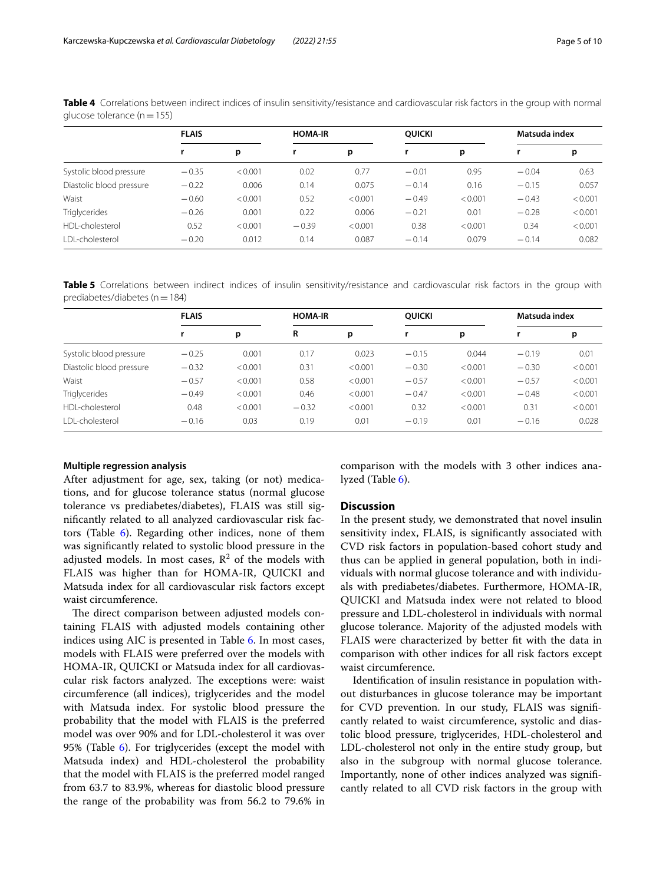**Table 4** Correlations between indirect indices of insulin sensitivity/resistance and cardiovascular risk factors in the group with normal glucose tolerance (n = 155)

| | FLAIS | | HOMA-IR | | QUICKI | | Matsuda index | |
|---|---|---|---|---|---|---|---|---|
| | r | p | r | p | r | p | r | p |
| Systolic blood pressure | −0.35 | < 0.001 | 0.02 | 0.77 | −0.01 | 0.95 | −0.04 | 0.63 |
| Diastolic blood pressure | −0.22 | 0.006 | 0.14 | 0.075 | −0.14 | 0.16 | −0.15 | 0.057 |
| Waist | −0.60 | < 0.001 | 0.52 | < 0.001 | −0.49 | < 0.001 | −0.43 | < 0.001 |
| Triglycerides | −0.26 | 0.001 | 0.22 | 0.006 | −0.21 | 0.01 | −0.28 | < 0.001 |
| HDL-cholesterol | 0.52 | < 0.001 | −0.39 | < 0.001 | 0.38 | < 0.001 | 0.34 | < 0.001 |
| LDL-cholesterol | −0.20 | 0.012 | 0.14 | 0.087 | −0.14 | 0.079 | −0.14 | 0.082 |

**Table 5** Correlations between indirect indices of insulin sensitivity/resistance and cardiovascular risk factors in the group with prediabetes/diabetes (n = 184)

| | FLAIS | | HOMA-IR | | QUICKI | | Matsuda index | |
|---|---|---|---|---|---|---|---|---|
| | r | p | R | p | r | p | r | p |
| Systolic blood pressure | −0.25 | 0.001 | 0.17 | 0.023 | −0.15 | 0.044 | −0.19 | 0.01 |
| Diastolic blood pressure | −0.32 | < 0.001 | 0.31 | < 0.001 | −0.30 | < 0.001 | −0.30 | < 0.001 |
| Waist | −0.57 | < 0.001 | 0.58 | < 0.001 | −0.57 | < 0.001 | −0.57 | < 0.001 |
| Triglycerides | −0.49 | < 0.001 | 0.46 | < 0.001 | −0.47 | < 0.001 | −0.48 | < 0.001 |
| HDL-cholesterol | 0.48 | < 0.001 | −0.32 | < 0.001 | 0.32 | < 0.001 | 0.31 | < 0.001 |
| LDL-cholesterol | −0.16 | 0.03 | 0.19 | 0.01 | −0.19 | 0.01 | −0.16 | 0.028 |

#### Multiple regression analysis

After adjustment for age, sex, taking (or not) medications, and for glucose tolerance status (normal glucose tolerance vs prediabetes/diabetes), FLAIS was still significantly related to all analyzed cardiovascular risk factors (Table 6). Regarding other indices, none of them was significantly related to systolic blood pressure in the adjusted models. In most cases, $R^2$ of the models with FLAIS was higher than for HOMA-IR, QUICKI and Matsuda index for all cardiovascular risk factors except waist circumference.

The direct comparison between adjusted models containing FLAIS with adjusted models containing other indices using AIC is presented in Table 6. In most cases, models with FLAIS were preferred over the models with HOMA-IR, QUICKI or Matsuda index for all cardiovascular risk factors analyzed. The exceptions were: waist circumference (all indices), triglycerides and the model with Matsuda index. For systolic blood pressure the probability that the model with FLAIS is the preferred model was over 90% and for LDL-cholesterol it was over 95% (Table 6). For triglycerides (except the model with Matsuda index) and HDL-cholesterol the probability that the model with FLAIS is the preferred model ranged from 63.7 to 83.9%, whereas for diastolic blood pressure the range of the probability was from 56.2 to 79.6% in comparison with the models with 3 other indices analyzed (Table 6).

## Discussion

In the present study, we demonstrated that novel insulin sensitivity index, FLAIS, is significantly associated with CVD risk factors in population-based cohort study and thus can be applied in general population, both in individuals with normal glucose tolerance and with individuals with prediabetes/diabetes. Furthermore, HOMA-IR, QUICKI and Matsuda index were not related to blood pressure and LDL-cholesterol in individuals with normal glucose tolerance. Majority of the adjusted models with FLAIS were characterized by better fit with the data in comparison with other indices for all risk factors except waist circumference.

Identification of insulin resistance in population without disturbances in glucose tolerance may be important for CVD prevention. In our study, FLAIS was significantly related to waist circumference, systolic and diastolic blood pressure, triglycerides, HDL-cholesterol and LDL-cholesterol not only in the entire study group, but also in the subgroup with normal glucose tolerance. Importantly, none of other indices analyzed was significantly related to all CVD risk factors in the group with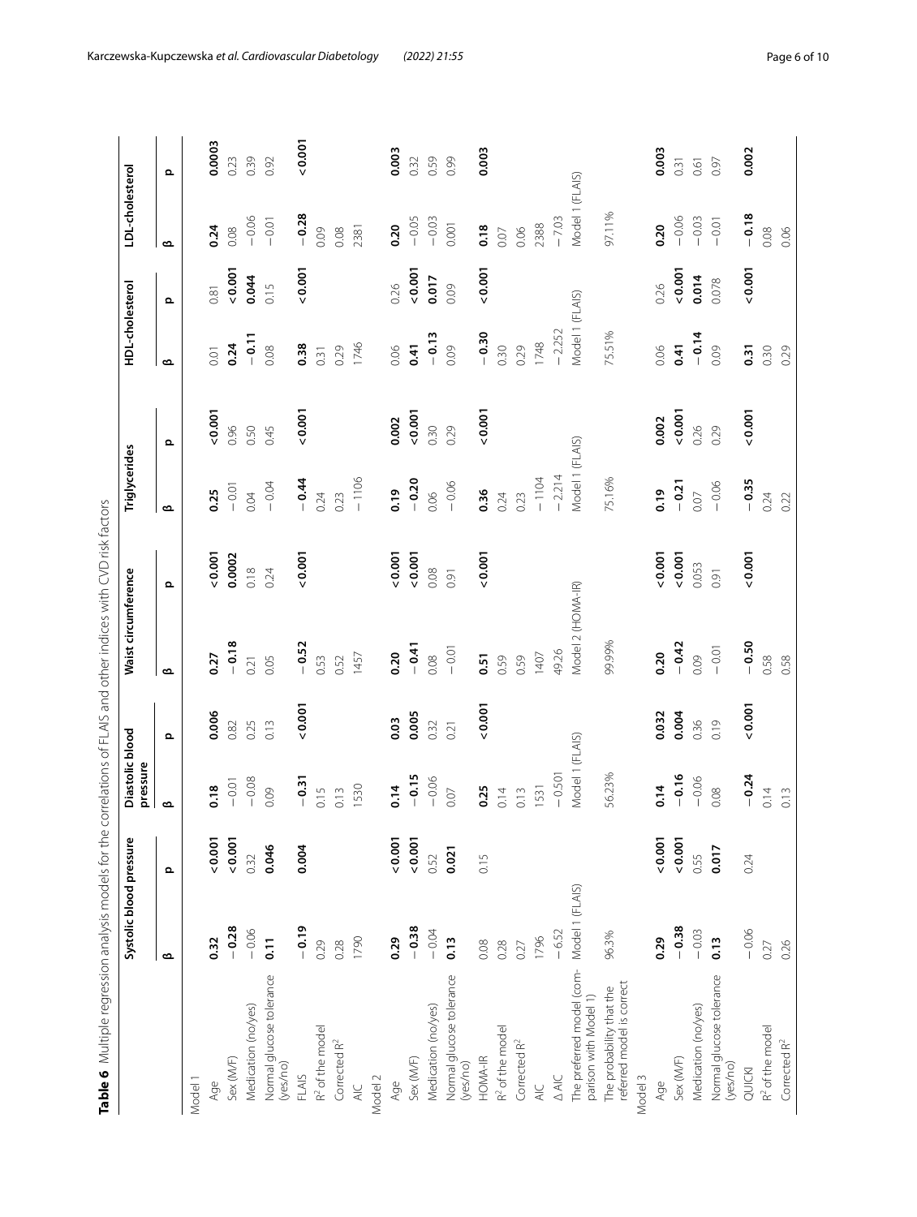**Table 6** Multiple regression analysis models for the correlations of FLAIS and other indices with CVD risk factors

| | Systolic blood pressure | | Diastolic blood pressure | | Waist circumference | | Triglycerides | | HDL-cholesterol | | LDL-cholesterol | |
|---|---|---|---|---|---|---|---|---|---|---|---|---|
| | β | p | β | p | β | p | β | p | β | p | β | p |
| Model 1 | | | | | | | | | | | | |
| Age | **0.32** | **<0.001** | **0.18** | **0.006** | **0.27** | **<0.001** | **0.25** | **<0.001** | 0.01 | 0.81 | **0.24** | **0.0003** |
| Sex (M/F) | **−0.28** | **<0.001** | −0.01 | 0.82 | **−0.18** | **0.0002** | −0.01 | 0.96 | **0.24** | **<0.001** | 0.08 | 0.23 |
| Medication (no/yes) | −0.06 | 0.32 | −0.08 | 0.25 | 0.21 | 0.18 | 0.04 | 0.50 | **−0.11** | **0.044** | −0.06 | 0.39 |
| Normal glucose tolerance (yes/no) | **0.11** | **0.046** | 0.09 | 0.13 | 0.05 | 0.24 | −0.04 | 0.45 | 0.08 | 0.15 | −0.01 | 0.92 |
| FLAIS | **−0.19** | **0.004** | **−0.31** | **<0.001** | **−0.52** | **<0.001** | **−0.44** | **<0.001** | **0.38** | **<0.001** | **−0.28** | **<0.001** |
| $R^2$ of the model | 0.29 | | 0.15 | | 0.53 | | 0.24 | | 0.31 | | 0.09 | |
| Corrected $R^2$ | 0.28 | | 0.13 | | 0.52 | | 0.23 | | 0.29 | | 0.08 | |
| AIC | 1790 | | 1530 | | 1457 | | −1106 | | 1746 | | 2381 | |
| Model 2 | | | | | | | | | | | | |
| Age | **0.29** | **<0.001** | **0.14** | **0.03** | **0.20** | **<0.001** | **0.19** | **0.002** | 0.06 | 0.26 | **0.20** | **0.003** |
| Sex (M/F) | **−0.38** | **<0.001** | **−0.15** | **0.005** | **−0.41** | **<0.001** | **−0.20** | **<0.001** | **0.41** | **<0.001** | −0.05 | 0.32 |
| Medication (no/yes) | −0.04 | 0.52 | −0.06 | 0.32 | 0.08 | 0.08 | 0.06 | 0.30 | **−0.13** | **0.017** | −0.03 | 0.59 |
| Normal glucose tolerance (yes/no) | **0.13** | **0.021** | 0.07 | 0.21 | −0.01 | 0.91 | −0.06 | 0.29 | 0.09 | 0.09 | 0.001 | 0.99 |
| HOMA-IR | 0.08 | 0.15 | **0.25** | **<0.001** | **0.51** | **<0.001** | **0.36** | **<0.001** | **−0.30** | **<0.001** | **0.18** | **0.003** |
| $R^2$ of the model | 0.28 | | 0.14 | | 0.59 | | 0.24 | | 0.30 | | 0.07 | |
| Corrected $R^2$ | 0.27 | | 0.13 | | 0.59 | | 0.23 | | 0.29 | | 0.06 | |
| AIC | 1796 | | 1531 | | 1407 | | −1104 | | 1748 | | 2388 | |
| Δ AIC | −6.52 | | −0.501 | | 49.26 | | −2.214 | | −2.252 | | −7.03 | |
| The preferred model (comparison with Model 1) | Model 1 (FLAIS) | | Model 1 (FLAIS) | | Model 2 (HOMA-IR) | | Model 1 (FLAIS) | | Model 1 (FLAIS) | | Model 1 (FLAIS) | |
| The probability that the referred model is correct | 96.3% | | 56.23% | | 99.99% | | 75.16% | | 75.51% | | 97.11% | |
| Model 3 | | | | | | | | | | | | |
| Age | **0.29** | **<0.001** | **0.14** | **0.032** | **0.20** | **<0.001** | **0.19** | **0.002** | 0.06 | 0.26 | **0.20** | **0.003** |
| Sex (M/F) | **−0.38** | **<0.001** | **−0.16** | **0.004** | **−0.42** | **<0.001** | **−0.21** | **<0.001** | **0.41** | **<0.001** | −0.06 | 0.31 |
| Medication (no/yes) | −0.03 | 0.55 | −0.06 | 0.36 | 0.09 | 0.053 | 0.07 | 0.26 | **−0.14** | **0.014** | −0.03 | 0.61 |
| Normal glucose tolerance (yes/no) | **0.13** | **0.017** | 0.08 | 0.19 | −0.01 | 0.91 | −0.06 | 0.29 | 0.09 | 0.078 | −0.01 | 0.97 |
| QUICKI | −0.06 | 0.24 | **−0.24** | **<0.001** | **−0.50** | **<0.001** | **−0.35** | **<0.001** | **0.31** | **<0.001** | **−0.18** | **0.002** |
| $R^2$ of the model | 0.27 | | 0.14 | | 0.58 | | 0.24 | | 0.30 | | 0.08 | |
| Corrected $R^2$ | 0.26 | | 0.13 | | 0.58 | | 0.22 | | 0.29 | | 0.06 | |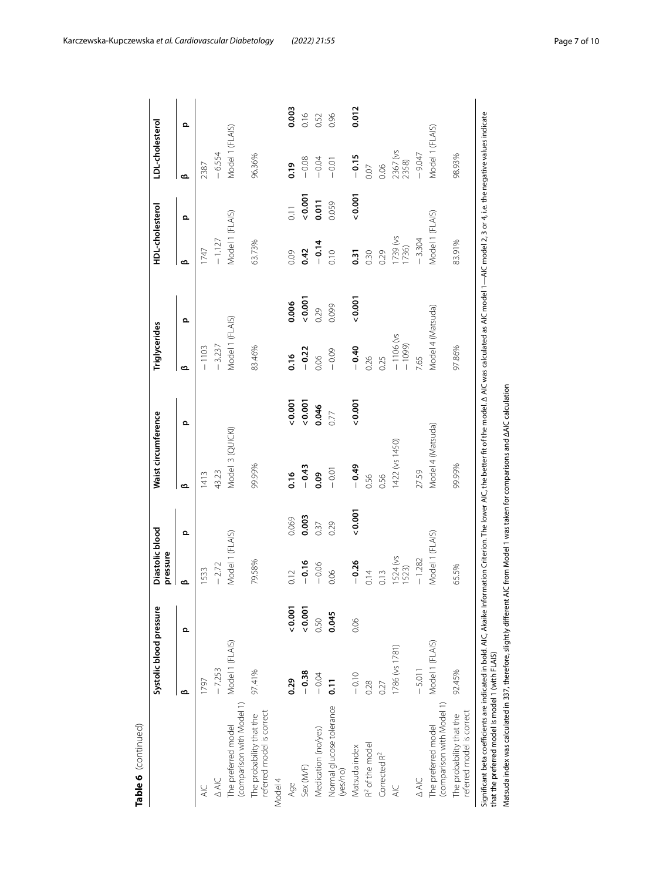**Table 6** (continued)

| | Systolic blood pressure | | Diastolic blood pressure | | Waist circumference | | Triglycerides | | HDL-cholesterol | | LDL-cholesterol | |
|---|---|---|---|---|---|---|---|---|---|---|---|---|
| | β | p | β | p | β | p | β | p | β | p | β | p |
| AIC | 1797 | | 1533 | | 1413 | | − 1103 | | 1747 | | 2387 | |
| Δ AIC | − 7.253 | | − 2.72 | | 43.23 | | − 3.237 | | − 1.127 | | − 6.554 | |
| The preferred model (comparison with Model 1) | Model 1 (FLAIS) | | Model 1 (FLAIS) | | Model 3 (QUICKI) | | Model 1 (FLAIS) | | Model 1 (FLAIS) | | Model 1 (FLAIS) | |
| The probability that the referred model is correct | 97.41% | | 79.58% | | 99.99% | | 83.46% | | 63.73% | | 96.36% | |
| Model 4 | | | | | | | | | | | | |
| Age | **0.29** | **< 0.001** | 0.12 | 0.069 | **0.16** | **< 0.001** | **0.16** | **0.006** | 0.09 | 0.11 | **0.19** | **0.003** |
| Sex (M/F) | **− 0.38** | **< 0.001** | **− 0.16** | **0.003** | **− 0.43** | **< 0.001** | **− 0.22** | **< 0.001** | **0.42** | **< 0.001** | − 0.08 | 0.16 |
| Medication (no/yes) | − 0.04 | 0.50 | − 0.06 | 0.37 | **0.09** | **0.046** | 0.06 | 0.29 | **− 0.14** | **0.011** | − 0.04 | 0.52 |
| Normal glucose tolerance (yes/no) | **0.11** | **0.045** | 0.06 | 0.29 | − 0.01 | 0.77 | − 0.09 | 0.099 | 0.10 | 0.059 | − 0.01 | 0.96 |
| Matsuda index | − 0.10 | 0.06 | **− 0.26** | **< 0.001** | **− 0.49** | **< 0.001** | **− 0.40** | **< 0.001** | **0.31** | **< 0.001** | **− 0.15** | **0.012** |
| $R^2$ of the model | 0.28 | | 0.14 | | 0.56 | | 0.26 | | 0.30 | | 0.07 | |
| Corrected $R^2$ | 0.27 | | 0.13 | | 0.56 | | 0.25 | | 0.29 | | 0.06 | |
| AIC | 1786 (vs 1781) | | 1524 (vs 1523) | | 1422 (vs 1450) | | − 1106 (vs − 1099) | | 1739 (vs 1736) | | 2367 (vs 2358) | |
| Δ AIC | − 5.011 | | − 1.282 | | 27.59 | | 7.65 | | − 3.304 | | − 9.047 | |
| The preferred model (comparison with Model 1) | Model 1 (FLAIS) | | Model 1 (FLAIS) | | Model 4 (Matsuda) | | Model 4 (Matsuda) | | Model 1 (FLAIS) | | Model 1 (FLAIS) | |
| The probability that the referred model is correct | 92.45% | | 65.5% | | 99.99% | | 97.86% | | 83.91% | | 98.93% | |

Significant beta coefficients are indicated in bold. AIC, Akaike Information Criterion. The lower AIC, the better fit of the model. Δ AIC was calculated as AIC model 1—AIC model 2, 3 or 4, i.e. the negative values indicate that the preferred model is model 1 (with FLAIS)

Matsuda index was calculated in 337, therefore, slightly different AIC from Model 1 was taken for comparisons and ΔAIC calculation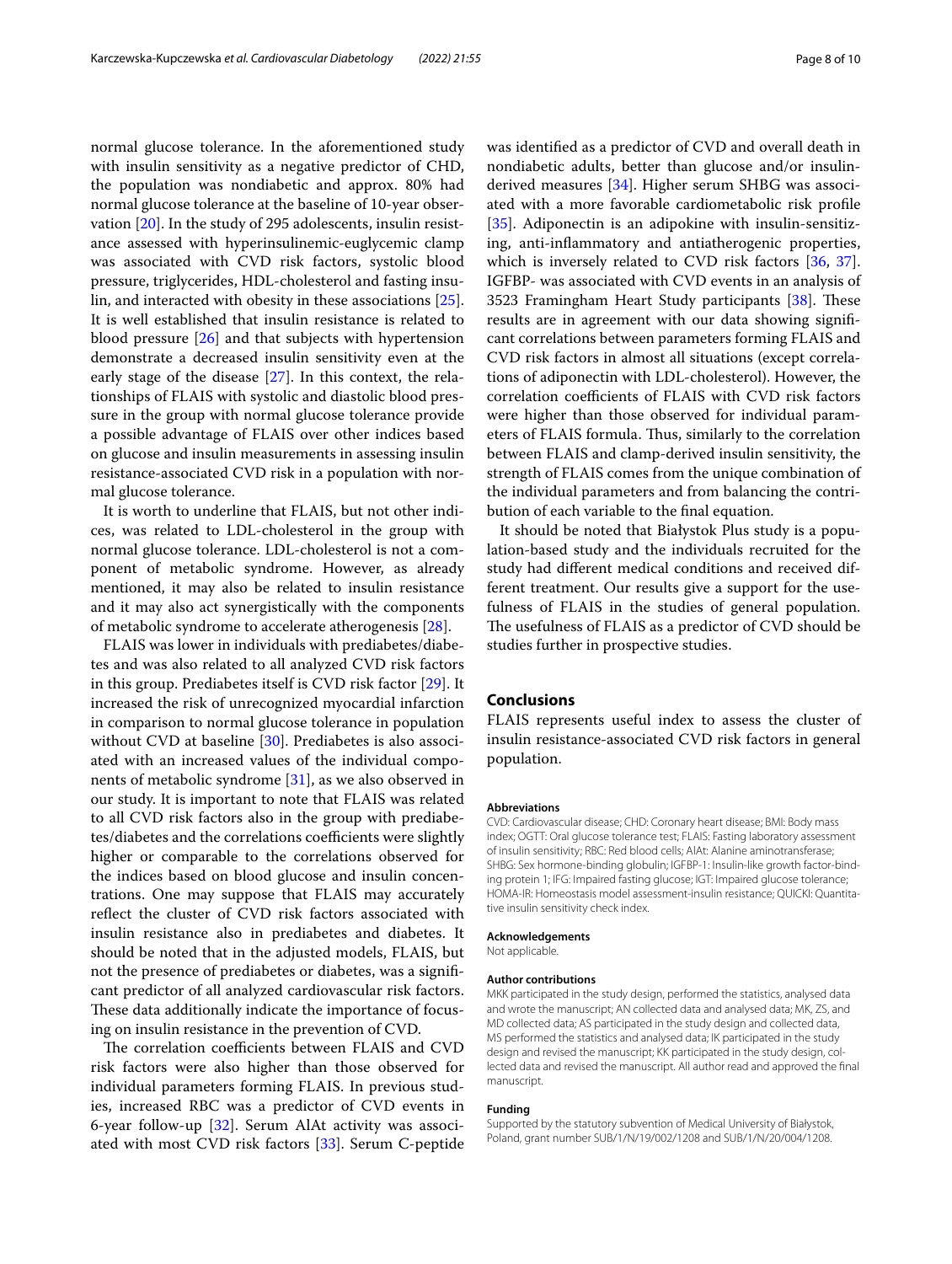normal glucose tolerance. In the aforementioned study with insulin sensitivity as a negative predictor of CHD, the population was nondiabetic and approx. 80% had normal glucose tolerance at the baseline of 10-year observation [20]. In the study of 295 adolescents, insulin resistance assessed with hyperinsulinemic-euglycemic clamp was associated with CVD risk factors, systolic blood pressure, triglycerides, HDL-cholesterol and fasting insulin, and interacted with obesity in these associations [25]. It is well established that insulin resistance is related to blood pressure [26] and that subjects with hypertension demonstrate a decreased insulin sensitivity even at the early stage of the disease [27]. In this context, the relationships of FLAIS with systolic and diastolic blood pressure in the group with normal glucose tolerance provide a possible advantage of FLAIS over other indices based on glucose and insulin measurements in assessing insulin resistance-associated CVD risk in a population with normal glucose tolerance.

It is worth to underline that FLAIS, but not other indices, was related to LDL-cholesterol in the group with normal glucose tolerance. LDL-cholesterol is not a component of metabolic syndrome. However, as already mentioned, it may also be related to insulin resistance and it may also act synergistically with the components of metabolic syndrome to accelerate atherogenesis [28].

FLAIS was lower in individuals with prediabetes/diabetes and was also related to all analyzed CVD risk factors in this group. Prediabetes itself is CVD risk factor [29]. It increased the risk of unrecognized myocardial infarction in comparison to normal glucose tolerance in population without CVD at baseline [30]. Prediabetes is also associated with an increased values of the individual components of metabolic syndrome [31], as we also observed in our study. It is important to note that FLAIS was related to all CVD risk factors also in the group with prediabetes/diabetes and the correlations coefficients were slightly higher or comparable to the correlations observed for the indices based on blood glucose and insulin concentrations. One may suppose that FLAIS may accurately reflect the cluster of CVD risk factors associated with insulin resistance also in prediabetes and diabetes. It should be noted that in the adjusted models, FLAIS, but not the presence of prediabetes or diabetes, was a significant predictor of all analyzed cardiovascular risk factors. These data additionally indicate the importance of focusing on insulin resistance in the prevention of CVD.

The correlation coefficients between FLAIS and CVD risk factors were also higher than those observed for individual parameters forming FLAIS. In previous studies, increased RBC was a predictor of CVD events in 6-year follow-up [32]. Serum AlAt activity was associated with most CVD risk factors [33]. Serum C-peptide was identified as a predictor of CVD and overall death in nondiabetic adults, better than glucose and/or insulin-derived measures [34]. Higher serum SHBG was associated with a more favorable cardiometabolic risk profile [35]. Adiponectin is an adipokine with insulin-sensitizing, anti-inflammatory and antiatherogenic properties, which is inversely related to CVD risk factors [36, 37]. IGFBP- was associated with CVD events in an analysis of 3523 Framingham Heart Study participants [38]. These results are in agreement with our data showing significant correlations between parameters forming FLAIS and CVD risk factors in almost all situations (except correlations of adiponectin with LDL-cholesterol). However, the correlation coefficients of FLAIS with CVD risk factors were higher than those observed for individual parameters of FLAIS formula. Thus, similarly to the correlation between FLAIS and clamp-derived insulin sensitivity, the strength of FLAIS comes from the unique combination of the individual parameters and from balancing the contribution of each variable to the final equation.

It should be noted that Białystok Plus study is a population-based study and the individuals recruited for the study had different medical conditions and received different treatment. Our results give a support for the usefulness of FLAIS in the studies of general population. The usefulness of FLAIS as a predictor of CVD should be studies further in prospective studies.

## Conclusions

FLAIS represents useful index to assess the cluster of insulin resistance-associated CVD risk factors in general population.

#### Abbreviations

CVD: Cardiovascular disease; CHD: Coronary heart disease; BMI: Body mass index; OGTT: Oral glucose tolerance test; FLAIS: Fasting laboratory assessment of insulin sensitivity; RBC: Red blood cells; AlAt: Alanine aminotransferase; SHBG: Sex hormone-binding globulin; IGFBP-1: Insulin-like growth factor-binding protein 1; IFG: Impaired fasting glucose; IGT: Impaired glucose tolerance; HOMA-IR: Homeostasis model assessment-insulin resistance; QUICKI: Quantitative insulin sensitivity check index.

#### Acknowledgements

Not applicable.

#### Author contributions

MKK participated in the study design, performed the statistics, analysed data and wrote the manuscript; AN collected data and analysed data; MK, ZS, and MD collected data; AS participated in the study design and collected data, MS performed the statistics and analysed data; IK participated in the study design and revised the manuscript; KK participated in the study design, collected data and revised the manuscript. All author read and approved the final manuscript.

#### Funding

Supported by the statutory subvention of Medical University of Białystok, Poland, grant number SUB/1/N/19/002/1208 and SUB/1/N/20/004/1208.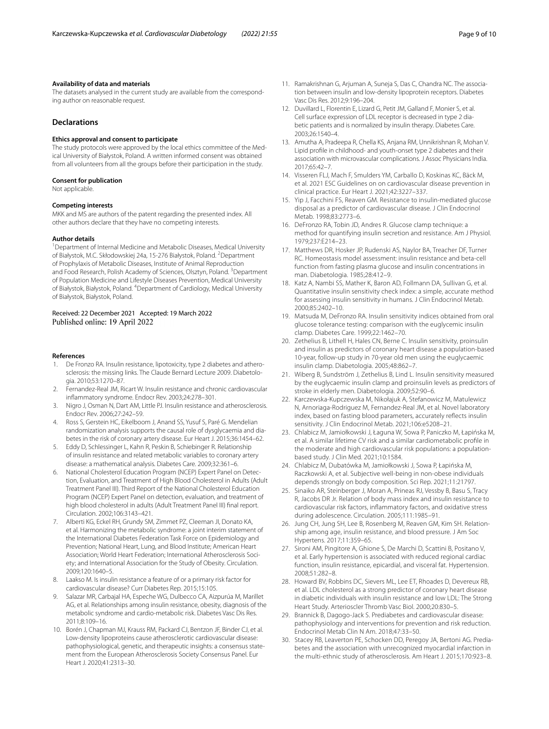#### Availability of data and materials

The datasets analysed in the current study are available from the corresponding author on reasonable request.

## Declarations

#### Ethics approval and consent to participate

The study protocols were approved by the local ethics committee of the Medical University of Białystok, Poland. A written informed consent was obtained from all volunteers from all the groups before their participation in the study.

#### Consent for publication

Not applicable.

#### Competing interests

MKK and MS are authors of the patent regarding the presented index. All other authors declare that they have no competing interests.

#### Author details

[1]Department of Internal Medicine and Metabolic Diseases, Medical University of Białystok, M.C. Skłodowskiej 24a, 15-276 Białystok, Poland. [2]Department of Prophylaxis of Metabolic Diseases, Institute of Animal Reproduction and Food Research, Polish Academy of Sciences, Olsztyn, Poland. [3]Department of Population Medicine and Lifestyle Diseases Prevention, Medical University of Białystok, Białystok, Poland. [4]Department of Cardiology, Medical University of Białystok, Białystok, Poland.

Received: 22 December 2021 Accepted: 19 March 2022
Published online: 19 April 2022

#### References

1. De Fronzo RA. Insulin resistance, lipotoxicity, type 2 diabetes and atherosclerosis: the missing links. The Claude Bernard Lecture 2009. Diabetologia. 2010;53:1270–87.
2. Fernandez-Real JM, Ricart W. Insulin resistance and chronic cardiovascular inflammatory syndrome. Endocr Rev. 2003;24:278–301.
3. Nigro J, Osman N, Dart AM, Little PJ. Insulin resistance and atherosclerosis. Endocr Rev. 2006;27:242–59.
4. Ross S, Gerstein HC, Eikelboom J, Anand SS, Yusuf S, Paré G. Mendelian randomization analysis supports the causal role of dysglycaemia and diabetes in the risk of coronary artery disease. Eur Heart J. 2015;36:1454–62.
5. Eddy D, Schlessinger L, Kahn R, Peskin B, Schiebinger R. Relationship of insulin resistance and related metabolic variables to coronary artery disease: a mathematical analysis. Diabetes Care. 2009;32:361–6.
6. National Cholesterol Education Program (NCEP) Expert Panel on Detection, Evaluation, and Treatment of High Blood Cholesterol in Adults (Adult Treatment Panel III). Third Report of the National Cholesterol Education Program (NCEP) Expert Panel on detection, evaluation, and treatment of high blood cholesterol in adults (Adult Treatment Panel III) final report. Circulation. 2002;106:3143–421.
7. Alberti KG, Eckel RH, Grundy SM, Zimmet PZ, Cleeman JI, Donato KA, et al. Harmonizing the metabolic syndrome: a joint interim statement of the International Diabetes Federation Task Force on Epidemiology and Prevention; National Heart, Lung, and Blood Institute; American Heart Association; World Heart Federation; International Atherosclerosis Society; and International Association for the Study of Obesity. Circulation. 2009;120:1640–5.
8. Laakso M. Is insulin resistance a feature of or a primary risk factor for cardiovascular disease? Curr Diabetes Rep. 2015;15:105.
9. Salazar MR, Carbajal HA, Espeche WG, Dulbecco CA, Aizpurúa M, Marillet AG, et al. Relationships among insulin resistance, obesity, diagnosis of the metabolic syndrome and cardio-metabolic risk. Diabetes Vasc Dis Res. 2011;8:109–16.
10. Borén J, Chapman MJ, Krauss RM, Packard CJ, Bentzon JF, Binder CJ, et al. Low-density lipoproteins cause atherosclerotic cardiovascular disease: pathophysiological, genetic, and therapeutic insights: a consensus statement from the European Atherosclerosis Society Consensus Panel. Eur Heart J. 2020;41:2313–30.
11. Ramakrishnan G, Arjuman A, Suneja S, Das C, Chandra NC. The association between insulin and low-density lipoprotein receptors. Diabetes Vasc Dis Res. 2012;9:196–204.
12. Duvillard L, Florentin E, Lizard G, Petit JM, Galland F, Monier S, et al. Cell surface expression of LDL receptor is decreased in type 2 diabetic patients and is normalized by insulin therapy. Diabetes Care. 2003;26:1540–4.
13. Amutha A, Pradeepa R, Chella KS, Anjana RM, Unnikrishnan R, Mohan V. Lipid profile in childhood- and youth-onset type 2 diabetes and their association with microvascular complications. J Assoc Physicians India. 2017;65:42–7.
14. Visseren FLJ, Mach F, Smulders YM, Carballo D, Koskinas KC, Bäck M, et al. 2021 ESC Guidelines on on cardiovascular disease prevention in clinical practice. Eur Heart J. 2021;42:3227–337.
15. Yip J, Facchini FS, Reaven GM. Resistance to insulin-mediated glucose disposal as a predictor of cardiovascular disease. J Clin Endocrinol Metab. 1998;83:2773–6.
16. DeFronzo RA, Tobin JD, Andres R. Glucose clamp technique: a method for quantifying insulin secretion and resistance. Am J Physiol. 1979;237:E214–23.
17. Matthews DR, Hosker JP, Rudenski AS, Naylor BA, Treacher DF, Turner RC. Homeostasis model assessment: insulin resistance and beta-cell function from fasting plasma glucose and insulin concentrations in man. Diabetologia. 1985;28:412–9.
18. Katz A, Nambi SS, Mather K, Baron AD, Follmann DA, Sullivan G, et al. Quantitative insulin sensitivity check index: a simple, accurate method for assessing insulin sensitivity in humans. J Clin Endocrinol Metab. 2000;85:2402–10.
19. Matsuda M, DeFronzo RA. Insulin sensitivity indices obtained from oral glucose tolerance testing: comparison with the euglycemic insulin clamp. Diabetes Care. 1999;22:1462–70.
20. Zethelius B, Lithell H, Hales CN, Berne C. Insulin sensitivity, proinsulin and insulin as predictors of coronary heart disease a population-based 10-year, follow-up study in 70-year old men using the euglycaemic insulin clamp. Diabetologia. 2005;48:862–7.
21. Wiberg B, Sundström J, Zethelius B, Lind L. Insulin sensitivity measured by the euglycaemic insulin clamp and proinsulin levels as predictors of stroke in elderly men. Diabetologia. 2009;52:90–6.
22. Karczewska-Kupczewska M, Nikołajuk A, Stefanowicz M, Matulewicz N, Arnoriaga-Rodriguez M, Fernandez-Real JM, et al. Novel laboratory index, based on fasting blood parameters, accurately reflects insulin sensitivity. J Clin Endocrinol Metab. 2021;106:e5208–21.
23. Chlabicz M, Jamiołkowski J, Łaguna W, Sowa P, Paniczko M, Łapińska M, et al. A similar lifetime CV risk and a similar cardiometabolic profile in the moderate and high cardiovascular risk populations: a population-based study. J Clin Med. 2021;10:1584.
24. Chlabicz M, Dubatówka M, Jamiołkowski J, Sowa P, Łapińska M, Raczkowski A, et al. Subjective well-being in non-obese individuals depends strongly on body composition. Sci Rep. 2021;11:21797.
25. Sinaiko AR, Steinberger J, Moran A, Prineas RJ, Vessby B, Basu S, Tracy R, Jacobs DR Jr. Relation of body mass index and insulin resistance to cardiovascular risk factors, inflammatory factors, and oxidative stress during adolescence. Circulation. 2005;111:1985–91.
26. Jung CH, Jung SH, Lee B, Rosenberg M, Reaven GM, Kim SH. Relationship among age, insulin resistance, and blood pressure. J Am Soc Hypertens. 2017;11:359–65.
27. Sironi AM, Pingitore A, Ghione S, De Marchi D, Scattini B, Positano V, et al. Early hypertension is associated with reduced regional cardiac function, insulin resistance, epicardial, and visceral fat. Hypertension. 2008;51:282–8.
28. Howard BV, Robbins DC, Sievers ML, Lee ET, Rhoades D, Devereux RB, et al. LDL cholesterol as a strong predictor of coronary heart disease in diabetic individuals with insulin resistance and low LDL: The Strong Heart Study. Arterioscler Thromb Vasc Biol. 2000;20:830–5.
29. Brannick B, Dagogo-Jack S. Prediabetes and cardiovascular disease: pathophysiology and interventions for prevention and risk reduction. Endocrinol Metab Clin N Am. 2018;47:33–50.
30. Stacey RB, Leaverton PE, Schocken DD, Peregoy JA, Bertoni AG. Prediabetes and the association with unrecognized myocardial infarction in the multi-ethnic study of atherosclerosis. Am Heart J. 2015;170:923–8.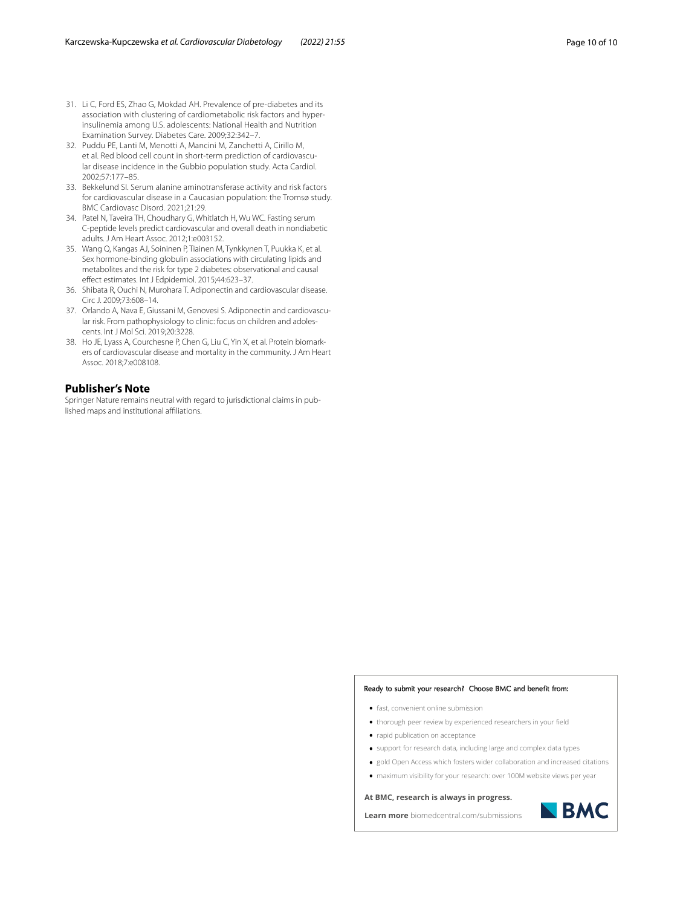31. Li C, Ford ES, Zhao G, Mokdad AH. Prevalence of pre-diabetes and its association with clustering of cardiometabolic risk factors and hyperinsulinemia among U.S. adolescents: National Health and Nutrition Examination Survey. Diabetes Care. 2009;32:342–7.
32. Puddu PE, Lanti M, Menotti A, Mancini M, Zanchetti A, Cirillo M, et al. Red blood cell count in short-term prediction of cardiovascular disease incidence in the Gubbio population study. Acta Cardiol. 2002;57:177–85.
33. Bekkelund SI. Serum alanine aminotransferase activity and risk factors for cardiovascular disease in a Caucasian population: the Tromsø study. BMC Cardiovasc Disord. 2021;21:29.
34. Patel N, Taveira TH, Choudhary G, Whitlatch H, Wu WC. Fasting serum C-peptide levels predict cardiovascular and overall death in nondiabetic adults. J Am Heart Assoc. 2012;1:e003152.
35. Wang Q, Kangas AJ, Soininen P, Tiainen M, Tynkkynen T, Puukka K, et al. Sex hormone-binding globulin associations with circulating lipids and metabolites and the risk for type 2 diabetes: observational and causal effect estimates. Int J Edpidemiol. 2015;44:623–37.
36. Shibata R, Ouchi N, Murohara T. Adiponectin and cardiovascular disease. Circ J. 2009;73:608–14.
37. Orlando A, Nava E, Giussani M, Genovesi S. Adiponectin and cardiovascular risk. From pathophysiology to clinic: focus on children and adolescents. Int J Mol Sci. 2019;20:3228.
38. Ho JE, Lyass A, Courchesne P, Chen G, Liu C, Yin X, et al. Protein biomarkers of cardiovascular disease and mortality in the community. J Am Heart Assoc. 2018;7:e008108.

## Publisher's Note

Springer Nature remains neutral with regard to jurisdictional claims in published maps and institutional affiliations.

Ready to submit your research? Choose BMC and benefit from:

- fast, convenient online submission
- thorough peer review by experienced researchers in your field
- rapid publication on acceptance
- support for research data, including large and complex data types
- gold Open Access which fosters wider collaboration and increased citations
- maximum visibility for your research: over 100M website views per year

**At BMC, research is always in progress.**

**Learn more** biomedcentral.com/submissions

BMC